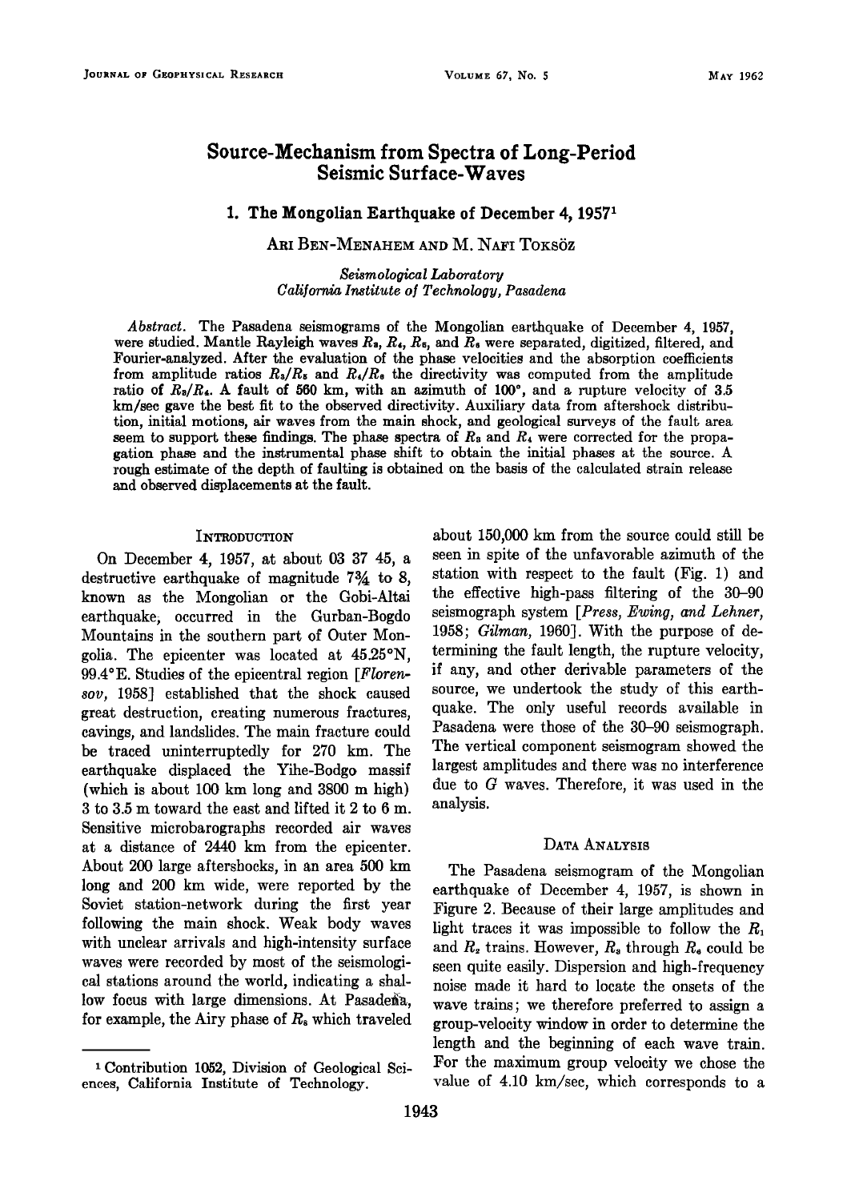# Source-Mechanism from Spectra of Long-Period Seismic Surface-Waves

## 1. The Mongolian Earthquake of December 4, 1957[1]

ARI BEN-MENAHEM AND M. NAFI TOKSÖZ

*Seismological Laboratory*
*California Institute of Technology, Pasadena*

*Abstract.* The Pasadena seismograms of the Mongolian earthquake of December 4, 1957, were studied. Mantle Rayleigh waves $R_3$, $R_4$, $R_5$, and $R_6$ were separated, digitized, filtered, and Fourier-analyzed. After the evaluation of the phase velocities and the absorption coefficients from amplitude ratios $R_3/R_5$ and $R_4/R_6$ the directivity was computed from the amplitude ratio of $R_3/R_4$. A fault of 560 km, with an azimuth of 100°, and a rupture velocity of 3.5 km/sec gave the best fit to the observed directivity. Auxiliary data from aftershock distribution, initial motions, air waves from the main shock, and geological surveys of the fault area seem to support these findings. The phase spectra of $R_3$ and $R_4$ were corrected for the propagation phase and the instrumental phase shift to obtain the initial phases at the source. A rough estimate of the depth of faulting is obtained on the basis of the calculated strain release and observed displacements at the fault.

### INTRODUCTION

On December 4, 1957, at about 03 37 45, a destructive earthquake of magnitude 7¾ to 8, known as the Mongolian or the Gobi-Altai earthquake, occurred in the Gurban-Bogdo Mountains in the southern part of Outer Mongolia. The epicenter was located at 45.25°N, 99.4°E. Studies of the epicentral region [*Florensov*, 1958] established that the shock caused great destruction, creating numerous fractures, cavings, and landslides. The main fracture could be traced uninterruptedly for 270 km. The earthquake displaced the Yihe-Bodgo massif (which is about 100 km long and 3800 m high) 3 to 3.5 m toward the east and lifted it 2 to 6 m. Sensitive microbarographs recorded air waves at a distance of 2440 km from the epicenter. About 200 large aftershocks, in an area 500 km long and 200 km wide, were reported by the Soviet station-network during the first year following the main shock. Weak body waves with unclear arrivals and high-intensity surface waves were recorded by most of the seismological stations around the world, indicating a shallow focus with large dimensions. At Pasadena, for example, the Airy phase of $R_8$ which traveled about 150,000 km from the source could still be seen in spite of the unfavorable azimuth of the station with respect to the fault (Fig. 1) and the effective high-pass filtering of the 30–90 seismograph system [*Press, Ewing, and Lehner*, 1958; *Gilman*, 1960]. With the purpose of determining the fault length, the rupture velocity, if any, and other derivable parameters of the source, we undertook the study of this earthquake. The only useful records available in Pasadena were those of the 30–90 seismograph. The vertical component seismogram showed the largest amplitudes and there was no interference due to *G* waves. Therefore, it was used in the analysis.

### DATA ANALYSIS

The Pasadena seismogram of the Mongolian earthquake of December 4, 1957, is shown in Figure 2. Because of their large amplitudes and light traces it was impossible to follow the $R_1$ and $R_2$ trains. However, $R_3$ through $R_6$ could be seen quite easily. Dispersion and high-frequency noise made it hard to locate the onsets of the wave trains; we therefore preferred to assign a group-velocity window in order to determine the length and the beginning of each wave train. For the maximum group velocity we chose the value of 4.10 km/sec, which corresponds to a

[1] Contribution 1052, Division of Geological Sciences, California Institute of Technology.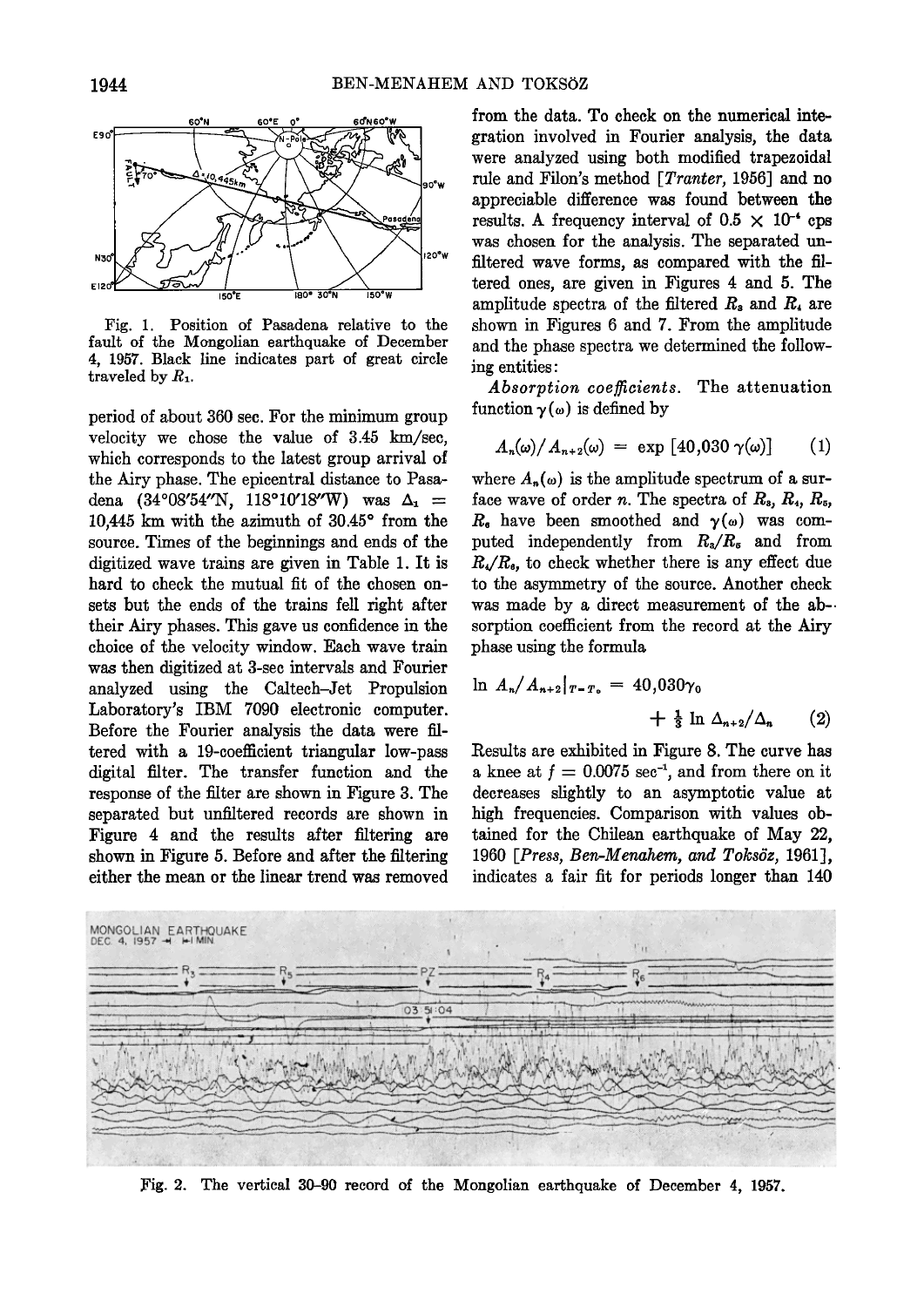Fig. 1. Position of Pasadena relative to the fault of the Mongolian earthquake of December 4, 1957. Black line indicates part of great circle traveled by $R_1$.

period of about 360 sec. For the minimum group velocity we chose the value of 3.45 km/sec, which corresponds to the latest group arrival of the Airy phase. The epicentral distance to Pasadena (34°08′54″N, 118°10′18″W) was $\Delta_1$ = 10,445 km with the azimuth of 30.45° from the source. Times of the beginnings and ends of the digitized wave trains are given in Table 1. It is hard to check the mutual fit of the chosen onsets but the ends of the trains fell right after their Airy phases. This gave us confidence in the choice of the velocity window. Each wave train was then digitized at 3-sec intervals and Fourier analyzed using the Caltech–Jet Propulsion Laboratory's IBM 7090 electronic computer. Before the Fourier analysis the data were filtered with a 19-coefficient triangular low-pass digital filter. The transfer function and the response of the filter are shown in Figure 3. The separated but unfiltered records are shown in Figure 4 and the results after filtering are shown in Figure 5. Before and after the filtering either the mean or the linear trend was removed from the data. To check on the numerical integration involved in Fourier analysis, the data were analyzed using both modified trapezoidal rule and Filon's method [*Tranter*, 1956] and no appreciable difference was found between the results. A frequency interval of $0.5 \times 10^{-4}$ cps was chosen for the analysis. The separated unfiltered wave forms, as compared with the filtered ones, are given in Figures 4 and 5. The amplitude spectra of the filtered $R_3$ and $R_4$ are shown in Figures 6 and 7. From the amplitude and the phase spectra we determined the following entities:

*Absorption coefficients.* The attenuation function $\gamma(\omega)$ is defined by

$$A_n(\omega)/A_{n+2}(\omega) = \exp\,[40{,}030\,\gamma(\omega)] \qquad (1)$$

where $A_n(\omega)$ is the amplitude spectrum of a surface wave of order $n$. The spectra of $R_3$, $R_4$, $R_5$, $R_6$ have been smoothed and $\gamma(\omega)$ was computed independently from $R_3/R_5$ and from $R_4/R_6$, to check whether there is any effect due to the asymmetry of the source. Another check was made by a direct measurement of the absorption coefficient from the record at the Airy phase using the formula

$$\ln A_n/A_{n+2}\big|_{T=T_0} = 40{,}030\gamma_0 + \tfrac{1}{3}\ln \Delta_{n+2}/\Delta_n \qquad (2)$$

Results are exhibited in Figure 8. The curve has a knee at $f = 0.0075\ \text{sec}^{-1}$, and from there on it decreases slightly to an asymptotic value at high frequencies. Comparison with values obtained for the Chilean earthquake of May 22, 1960 [*Press, Ben-Menahem, and Toksöz*, 1961], indicates a fair fit for periods longer than 140

Fig. 2. The vertical 30–90 record of the Mongolian earthquake of December 4, 1957.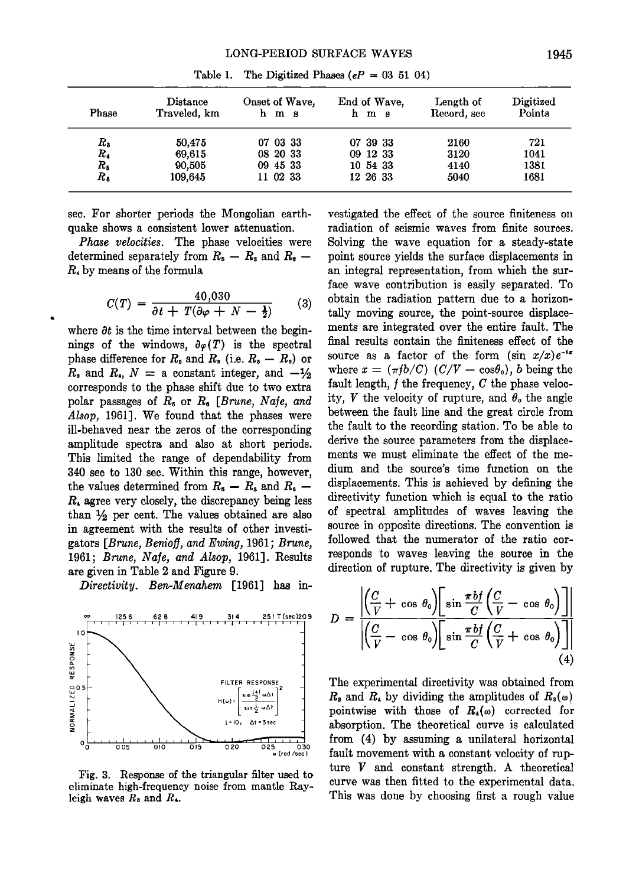Table 1. The Digitized Phases ($eP$ = 03 51 04)

| Phase | Distance Traveled, km | Onset of Wave, h m s | End of Wave, h m s | Length of Record, sec | Digitized Points |
|---|---|---|---|---|---|
| $R_3$ | 50,475 | 07 03 33 | 07 39 33 | 2160 | 721 |
| $R_4$ | 69,615 | 08 20 33 | 09 12 33 | 3120 | 1041 |
| $R_5$ | 90,505 | 09 45 33 | 10 54 33 | 4140 | 1381 |
| $R_6$ | 109,645 | 11 02 33 | 12 26 33 | 5040 | 1681 |

sec. For shorter periods the Mongolian earthquake shows a consistent lower attenuation.

*Phase velocities.* The phase velocities were determined separately from $R_5 - R_3$ and $R_6 - R_4$ by means of the formula

$$C(T) = \frac{40{,}030}{\partial t + T(\partial\varphi + N - \frac{1}{2})} \tag{3}$$

where $\partial t$ is the time interval between the beginnings of the windows, $\partial\varphi(T)$ is the spectral phase difference for $R_5$ and $R_3$ (i.e. $R_5 - R_3$) or $R_6$ and $R_4$, $N$ = a constant integer, and $-\frac{1}{2}$ corresponds to the phase shift due to two extra polar passages of $R_5$ or $R_6$ [*Brune, Nafe, and Alsop*, 1961]. We found that the phases were ill-behaved near the zeros of the corresponding amplitude spectra and also at short periods. This limited the range of dependability from 340 sec to 130 sec. Within this range, however, the values determined from $R_5 - R_3$ and $R_6 - R_4$ agree very closely, the discrepancy being less than $\frac{1}{2}$ per cent. The values obtained are also in agreement with the results of other investigators [*Brune, Benioff, and Ewing*, 1961; *Brune*, 1961; *Brune, Nafe, and Alsop*, 1961]. Results are given in Table 2 and Figure 9.

*Directivity. Ben-Menahem* [1961] has investigated the effect of the source finiteness on radiation of seismic waves from finite sources. Solving the wave equation for a steady-state point source yields the surface displacements in an integral representation, from which the surface wave contribution is easily separated. To obtain the radiation pattern due to a horizontally moving source, the point-source displacements are integrated over the entire fault. The final results contain the finiteness effect of the source as a factor of the form $(\sin x/x)e^{-ix}$ where $x = (\pi f b/C)\ (C/V - \cos\theta_0)$, $b$ being the fault length, $f$ the frequency, $C$ the phase velocity, $V$ the velocity of rupture, and $\theta_0$ the angle between the fault line and the great circle from the fault to the recording station. To be able to derive the source parameters from the displacements we must eliminate the effect of the medium and the source's time function on the displacements. This is achieved by defining the directivity function which is equal to the ratio of spectral amplitudes of waves leaving the source in opposite directions. The convention is followed that the numerator of the ratio corresponds to waves leaving the source in the direction of rupture. The directivity is given by

$$D = \frac{\left|\left(\frac{C}{V} + \cos\theta_0\right)\left[\sin\frac{\pi b f}{C}\left(\frac{C}{V} - \cos\theta_0\right)\right]\right|}{\left|\left(\frac{C}{V} - \cos\theta_0\right)\left[\sin\frac{\pi b f}{C}\left(\frac{C}{V} + \cos\theta_0\right)\right]\right|} \tag{4}$$

The experimental directivity was obtained from $R_3$ and $R_4$ by dividing the amplitudes of $R_3(\omega)$ pointwise with those of $R_4(\omega)$ corrected for absorption. The theoretical curve is calculated from (4) by assuming a unilateral horizontal fault movement with a constant velocity of rupture $V$ and constant strength. A theoretical curve was then fitted to the experimental data. This was done by choosing first a rough value

Fig. 3. Response of the triangular filter used to eliminate high-frequency noise from mantle Rayleigh waves $R_3$ and $R_4$.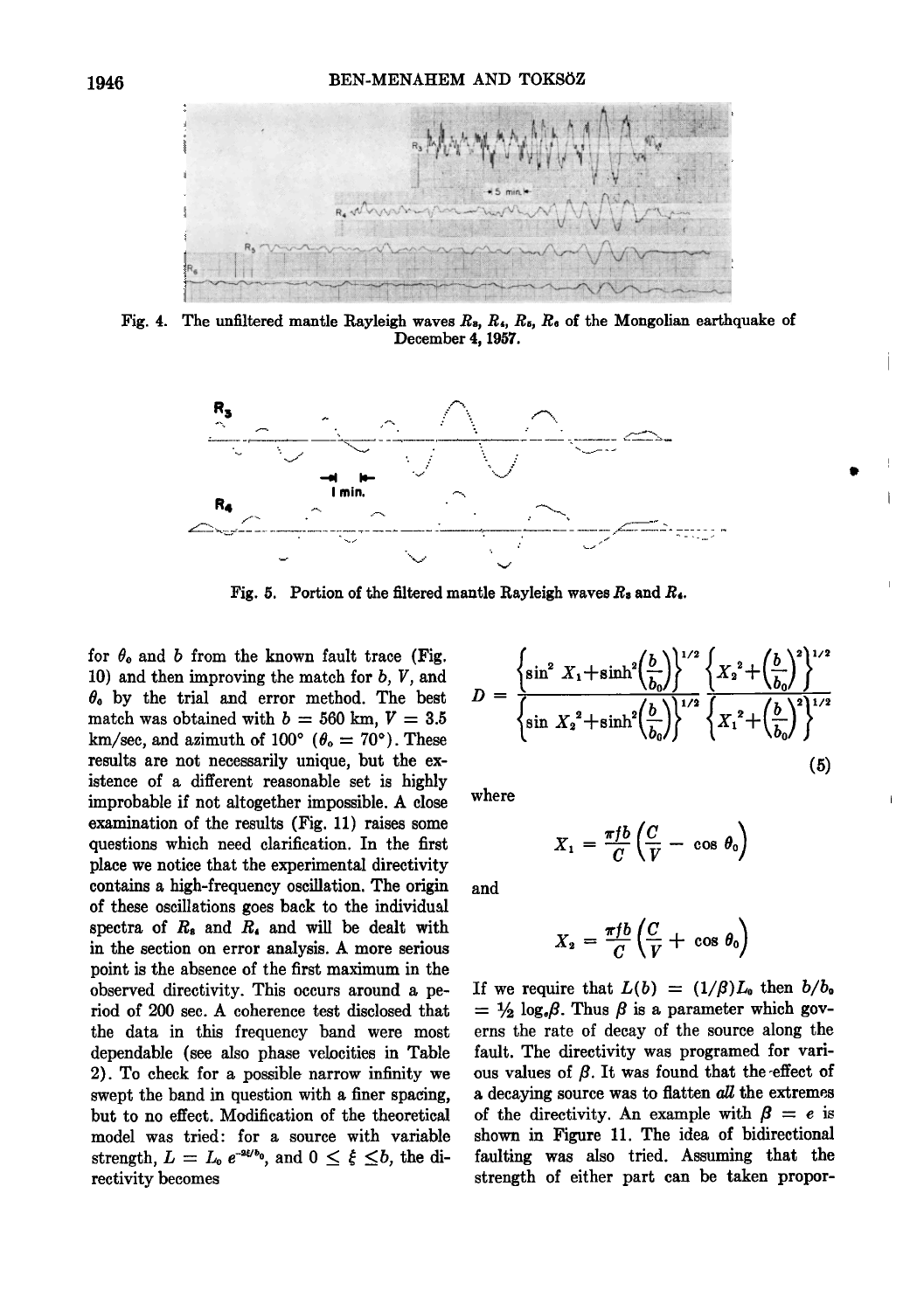Fig. 4. The unfiltered mantle Rayleigh waves $R_3$, $R_4$, $R_5$, $R_6$ of the Mongolian earthquake of December 4, 1957.

Fig. 5. Portion of the filtered mantle Rayleigh waves $R_3$ and $R_4$.

for $\theta_0$ and $b$ from the known fault trace (Fig. 10) and then improving the match for $b$, $V$, and $\theta_0$ by the trial and error method. The best match was obtained with $b = 560$ km, $V = 3.5$ km/sec, and azimuth of 100° ($\theta_0 = 70°$). These results are not necessarily unique, but the existence of a different reasonable set is highly improbable if not altogether impossible. A close examination of the results (Fig. 11) raises some questions which need clarification. In the first place we notice that the experimental directivity contains a high-frequency oscillation. The origin of these oscillations goes back to the individual spectra of $R_3$ and $R_4$ and will be dealt with in the section on error analysis. A more serious point is the absence of the first maximum in the observed directivity. This occurs around a period of 200 sec. A coherence test disclosed that the data in this frequency band were most dependable (see also phase velocities in Table 2). To check for a possible narrow infinity we swept the band in question with a finer spacing, but to no effect. Modification of the theoretical model was tried: for a source with variable strength, $L = L_0 e^{-2\xi/b_0}$, and $0 \leq \xi \leq b$, the directivity becomes

$$D = \frac{\left\{\sin^2 X_1 + \sinh^2\left(\frac{b}{b_0}\right)\right\}^{1/2} \left\{X_2^{\,2} + \left(\frac{b}{b_0}\right)^2\right\}^{1/2}}{\left\{\sin X_2^{\,2} + \sinh^2\left(\frac{b}{b_0}\right)\right\}^{1/2} \left\{X_1^{\,2} + \left(\frac{b}{b_0}\right)^2\right\}^{1/2}} \tag{5}$$

where

$$X_1 = \frac{\pi f b}{C}\left(\frac{C}{V} - \cos\theta_0\right)$$

and

$$X_2 = \frac{\pi f b}{C}\left(\frac{C}{V} + \cos\theta_0\right)$$

If we require that $L(b) = (1/\beta)L_0$ then $b/b_0 = \frac{1}{2}\log_e\beta$. Thus $\beta$ is a parameter which governs the rate of decay of the source along the fault. The directivity was programed for various values of $\beta$. It was found that the effect of a decaying source was to flatten *all* the extremes of the directivity. An example with $\beta = e$ is shown in Figure 11. The idea of bidirectional faulting was also tried. Assuming that the strength of either part can be taken propor-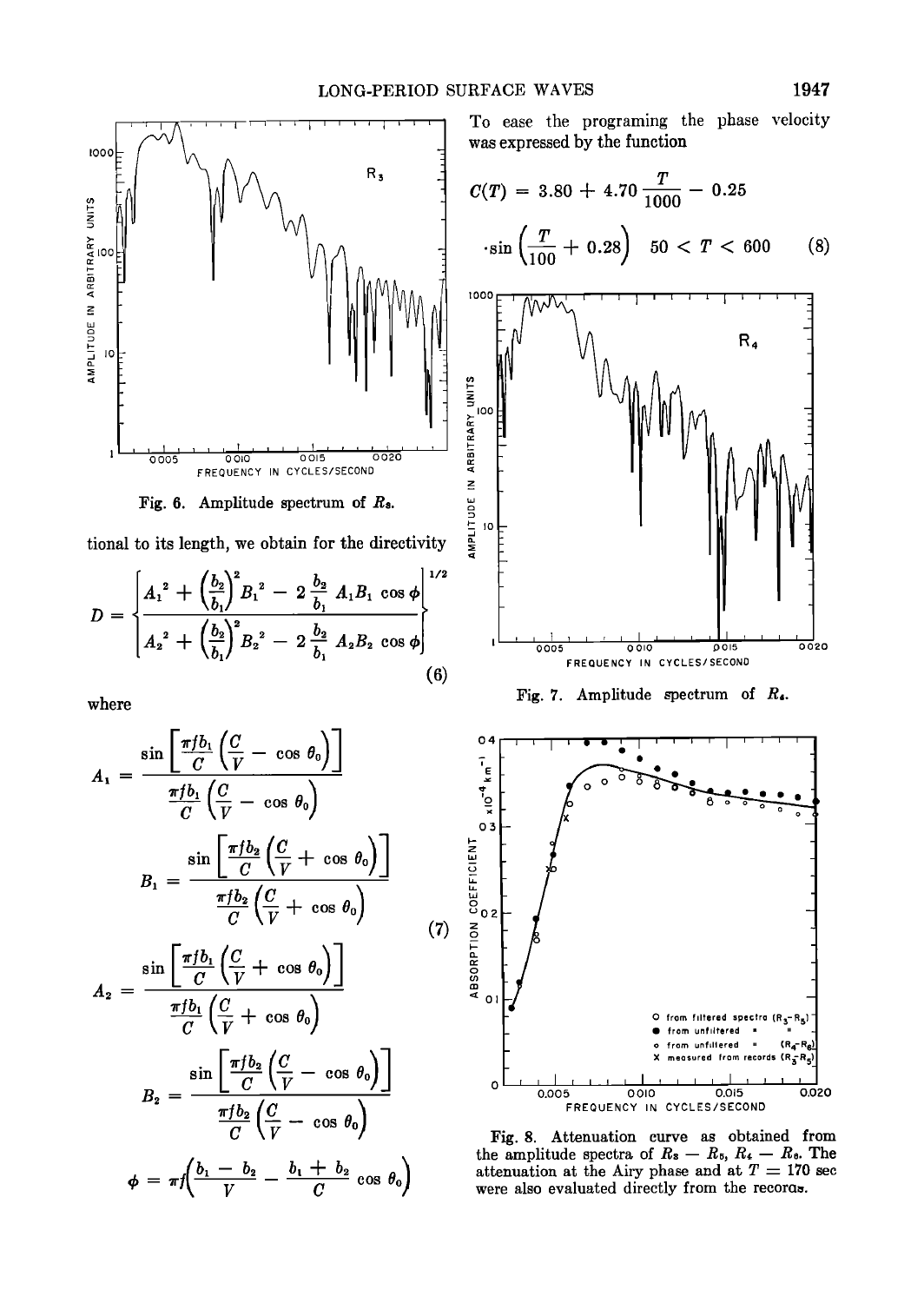Fig. 6. Amplitude spectrum of $R_3$.

tional to its length, we obtain for the directivity

$$D = \left\{ \frac{A_1^2 + \left(\frac{b_2}{b_1}\right)^2 B_1^2 - 2\frac{b_2}{b_1} A_1 B_1 \cos \phi}{A_2^2 + \left(\frac{b_2}{b_1}\right)^2 B_2^2 - 2\frac{b_2}{b_1} A_2 B_2 \cos \phi} \right\}^{1/2} \tag{6}$$

where

$$A_1 = \frac{\sin \left[ \frac{\pi f b_1}{C} \left( \frac{C}{V} - \cos \theta_0 \right) \right]}{\frac{\pi f b_1}{C} \left( \frac{C}{V} - \cos \theta_0 \right)}$$

$$B_1 = \frac{\sin \left[ \frac{\pi f b_2}{C} \left( \frac{C}{V} + \cos \theta_0 \right) \right]}{\frac{\pi f b_2}{C} \left( \frac{C}{V} + \cos \theta_0 \right)}$$

$$A_2 = \frac{\sin \left[ \frac{\pi f b_1}{C} \left( \frac{C}{V} + \cos \theta_0 \right) \right]}{\frac{\pi f b_1}{C} \left( \frac{C}{V} + \cos \theta_0 \right)} \tag{7}$$

$$B_2 = \frac{\sin \left[ \frac{\pi f b_2}{C} \left( \frac{C}{V} - \cos \theta_0 \right) \right]}{\frac{\pi f b_2}{C} \left( \frac{C}{V} - \cos \theta_0 \right)}$$

$$\phi = \pi f \left( \frac{b_1 - b_2}{V} - \frac{b_1 + b_2}{C} \cos \theta_0 \right)$$

To ease the programing the phase velocity was expressed by the function

$$C(T) = 3.80 + 4.70 \frac{T}{1000} - 0.25 \cdot \sin \left( \frac{T}{100} + 0.28 \right) \quad 50 < T < 600 \tag{8}$$

Fig. 7. Amplitude spectrum of $R_4$.

Fig. 8. Attenuation curve as obtained from the amplitude spectra of $R_3 - R_5$, $R_4 - R_6$. The attenuation at the Airy phase and at $T = 170$ sec were also evaluated directly from the records.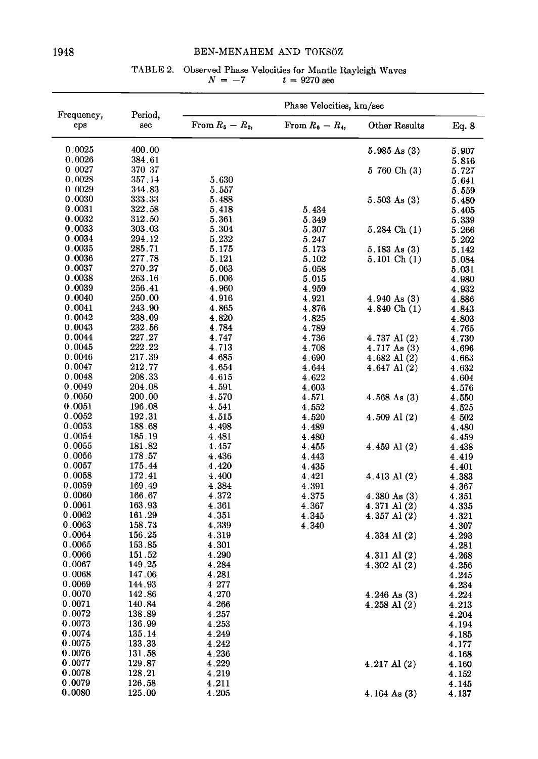TABLE 2. Observed Phase Velocities for Mantle Rayleigh Waves
$N = -7$   $t = 9270$ sec

| Frequency, cps | Period, sec | Phase Velocities, km/sec | | | |
|---|---|---|---|---|---|
| | | From $R_5 - R_3$, | From $R_6 - R_4$, | Other Results | Eq. 8 |
| 0.0025 | 400.00 | | | 5.985 As (3) | 5.907 |
| 0.0026 | 384.61 | | | | 5.816 |
| 0 0027 | 370 37 | | | 5 760 Ch (3) | 5.727 |
| 0.0028 | 357.14 | 5.630 | | | 5.641 |
| 0 0029 | 344.83 | 5.557 | | | 5.559 |
| 0.0030 | 333.33 | 5.488 | | 5.503 As (3) | 5.480 |
| 0.0031 | 322.58 | 5.418 | 5.434 | | 5.405 |
| 0.0032 | 312.50 | 5.361 | 5.349 | | 5.339 |
| 0.0033 | 303.03 | 5.304 | 5.307 | 5.284 Ch (1) | 5.266 |
| 0.0034 | 294.12 | 5.232 | 5.247 | | 5.202 |
| 0.0035 | 285.71 | 5.175 | 5.173 | 5.183 As (3) | 5.142 |
| 0.0036 | 277.78 | 5.121 | 5.102 | 5.101 Ch (1) | 5.084 |
| 0.0037 | 270.27 | 5.063 | 5.058 | | 5.031 |
| 0.0038 | 263.16 | 5.006 | 5.015 | | 4.980 |
| 0.0039 | 256.41 | 4.960 | 4.959 | | 4.932 |
| 0.0040 | 250.00 | 4.916 | 4.921 | 4.940 As (3) | 4.886 |
| 0.0041 | 243.90 | 4.865 | 4.876 | 4.840 Ch (1) | 4.843 |
| 0.0042 | 238.09 | 4.820 | 4.825 | | 4.803 |
| 0.0043 | 232.56 | 4.784 | 4.789 | | 4.765 |
| 0.0044 | 227.27 | 4.747 | 4.736 | 4.737 Al (2) | 4.730 |
| 0.0045 | 222.22 | 4.713 | 4.708 | 4.717 As (3) | 4.696 |
| 0.0046 | 217.39 | 4.685 | 4.690 | 4.682 Al (2) | 4.663 |
| 0.0047 | 212.77 | 4.654 | 4.644 | 4.647 Al (2) | 4.632 |
| 0.0048 | 208.33 | 4.615 | 4.622 | | 4.604 |
| 0.0049 | 204.08 | 4.591 | 4.603 | | 4.576 |
| 0.0050 | 200.00 | 4.570 | 4.571 | 4.568 As (3) | 4.550 |
| 0.0051 | 196.08 | 4.541 | 4.552 | | 4.525 |
| 0.0052 | 192.31 | 4.515 | 4.520 | 4.509 Al (2) | 4 502 |
| 0.0053 | 188.68 | 4.498 | 4.489 | | 4.480 |
| 0.0054 | 185.19 | 4.481 | 4.480 | | 4.459 |
| 0.0055 | 181.82 | 4.457 | 4.455 | 4.459 Al (2) | 4.438 |
| 0.0056 | 178.57 | 4.436 | 4.443 | | 4.419 |
| 0.0057 | 175.44 | 4.420 | 4.435 | | 4.401 |
| 0.0058 | 172.41 | 4.400 | 4.421 | 4.413 Al (2) | 4.383 |
| 0.0059 | 169.49 | 4.384 | 4.391 | | 4.367 |
| 0.0060 | 166.67 | 4.372 | 4.375 | 4.380 As (3) | 4.351 |
| 0.0061 | 163.93 | 4.361 | 4.367 | 4.371 Al (2) | 4.335 |
| 0.0062 | 161.29 | 4.351 | 4.345 | 4.357 Al (2) | 4.321 |
| 0.0063 | 158.73 | 4.339 | 4.340 | | 4.307 |
| 0.0064 | 156.25 | 4.319 | | 4.334 Al (2) | 4.293 |
| 0.0065 | 153.85 | 4.301 | | | 4.281 |
| 0.0066 | 151.52 | 4.290 | | 4.311 Al (2) | 4.268 |
| 0.0067 | 149.25 | 4.284 | | 4.302 Al (2) | 4.256 |
| 0.0068 | 147.06 | 4.281 | | | 4.245 |
| 0.0069 | 144.93 | 4 277 | | | 4.234 |
| 0.0070 | 142.86 | 4.270 | | 4.246 As (3) | 4.224 |
| 0.0071 | 140.84 | 4.266 | | 4.258 Al (2) | 4.213 |
| 0.0072 | 138.89 | 4.257 | | | 4.204 |
| 0.0073 | 136.99 | 4.253 | | | 4.194 |
| 0.0074 | 135.14 | 4.249 | | | 4.185 |
| 0.0075 | 133.33 | 4.242 | | | 4.177 |
| 0.0076 | 131.58 | 4.236 | | | 4.168 |
| 0.0077 | 129.87 | 4.229 | | 4.217 Al (2) | 4.160 |
| 0.0078 | 128.21 | 4.219 | | | 4.152 |
| 0.0079 | 126.58 | 4.211 | | | 4.145 |
| 0.0080 | 125.00 | 4.205 | | 4.164 As (3) | 4.137 |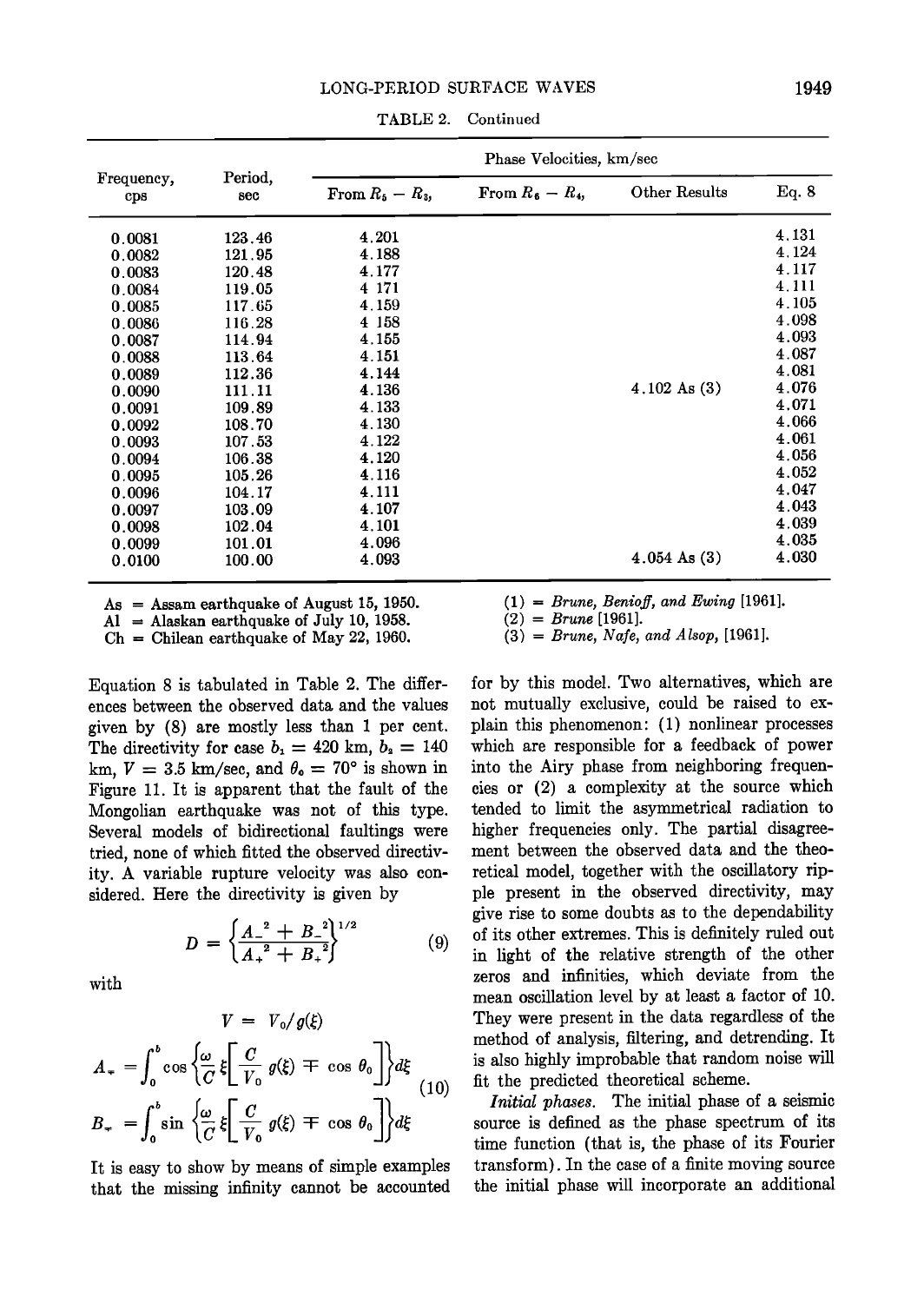TABLE 2. Continued

| Frequency, cps | Period, sec | Phase Velocities, km/sec | | | |
|---|---|---|---|---|---|
| | | From $R_5 - R_3$, | From $R_6 - R_4$, | Other Results | Eq. 8 |
| 0.0081 | 123.46 | 4.201 | | | 4.131 |
| 0.0082 | 121.95 | 4.188 | | | 4.124 |
| 0.0083 | 120.48 | 4.177 | | | 4.117 |
| 0.0084 | 119.05 | 4 171 | | | 4.111 |
| 0.0085 | 117.65 | 4.159 | | | 4.105 |
| 0.0086 | 116.28 | 4 158 | | | 4.098 |
| 0.0087 | 114.94 | 4.155 | | | 4.093 |
| 0.0088 | 113.64 | 4.151 | | | 4.087 |
| 0.0089 | 112.36 | 4.144 | | | 4.081 |
| 0.0090 | 111.11 | 4.136 | | 4.102 As (3) | 4.076 |
| 0.0091 | 109.89 | 4.133 | | | 4.071 |
| 0.0092 | 108.70 | 4.130 | | | 4.066 |
| 0.0093 | 107.53 | 4.122 | | | 4.061 |
| 0.0094 | 106.38 | 4.120 | | | 4.056 |
| 0.0095 | 105.26 | 4.116 | | | 4.052 |
| 0.0096 | 104.17 | 4.111 | | | 4.047 |
| 0.0097 | 103.09 | 4.107 | | | 4.043 |
| 0.0098 | 102.04 | 4.101 | | | 4.039 |
| 0.0099 | 101.01 | 4.096 | | | 4.035 |
| 0.0100 | 100.00 | 4.093 | | 4.054 As (3) | 4.030 |

As = Assam earthquake of August 15, 1950.
Al = Alaskan earthquake of July 10, 1958.
Ch = Chilean earthquake of May 22, 1960.

(1) = *Brune, Benioff, and Ewing* [1961].
(2) = *Brune* [1961].
(3) = *Brune, Nafe, and Alsop,* [1961].

Equation 8 is tabulated in Table 2. The differences between the observed data and the values given by (8) are mostly less than 1 per cent. The directivity for case $b_1 = 420$ km, $b_2 = 140$ km, $V = 3.5$ km/sec, and $\theta_0 = 70°$ is shown in Figure 11. It is apparent that the fault of the Mongolian earthquake was not of this type. Several models of bidirectional faultings were tried, none of which fitted the observed directivity. A variable rupture velocity was also considered. Here the directivity is given by

$$D = \left\{\frac{A_-^{\,2} + B_-^{\,2}}{A_+^{\,2} + B_+^{\,2}}\right\}^{1/2} \tag{9}$$

with

$$V = V_0/g(\xi)$$

$$A_\mp = \int_0^b \cos\left\{\frac{\omega}{C}\,\xi\left[\frac{C}{V_0}\,g(\xi) \mp \cos\,\theta_0\right]\right\}d\xi$$
$$B_\mp = \int_0^b \sin\left\{\frac{\omega}{C}\,\xi\left[\frac{C}{V_0}\,g(\xi) \mp \cos\,\theta_0\right]\right\}d\xi \tag{10}$$

It is easy to show by means of simple examples that the missing infinity cannot be accounted for by this model. Two alternatives, which are not mutually exclusive, could be raised to explain this phenomenon: (1) nonlinear processes which are responsible for a feedback of power into the Airy phase from neighboring frequencies or (2) a complexity at the source which tended to limit the asymmetrical radiation to higher frequencies only. The partial disagreement between the observed data and the theoretical model, together with the oscillatory ripple present in the observed directivity, may give rise to some doubts as to the dependability of its other extremes. This is definitely ruled out in light of the relative strength of the other zeros and infinities, which deviate from the mean oscillation level by at least a factor of 10. They were present in the data regardless of the method of analysis, filtering, and detrending. It is also highly improbable that random noise will fit the predicted theoretical scheme.

*Initial phases.* The initial phase of a seismic source is defined as the phase spectrum of its time function (that is, the phase of its Fourier transform). In the case of a finite moving source the initial phase will incorporate an additional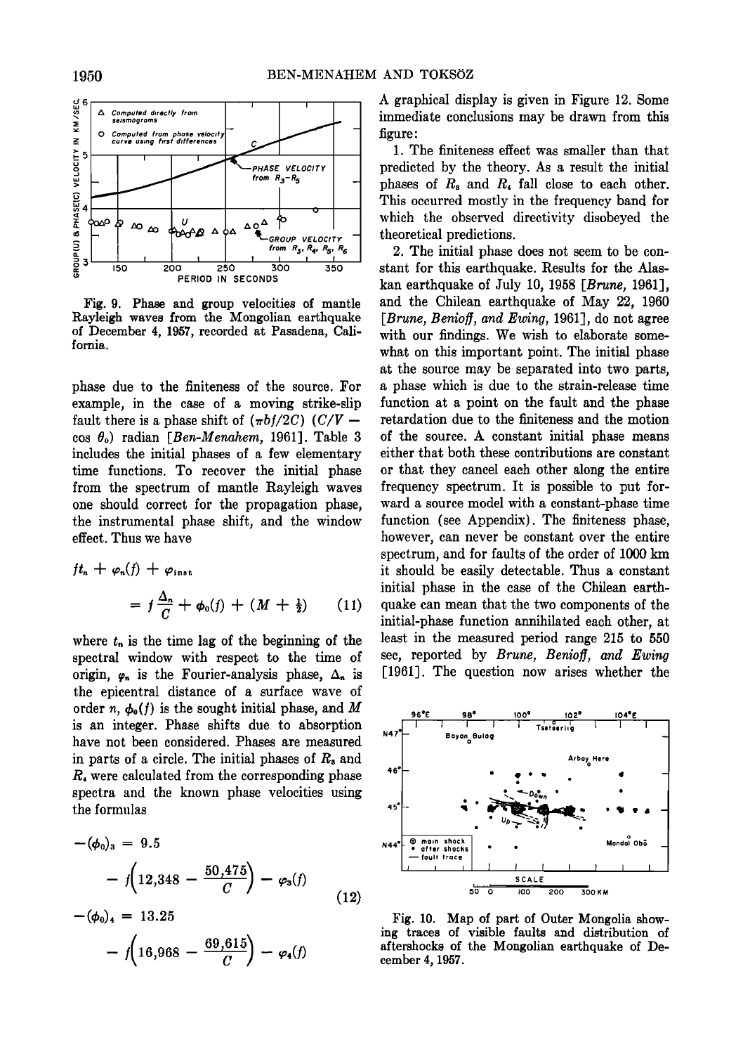Fig. 9. Phase and group velocities of mantle Rayleigh waves from the Mongolian earthquake of December 4, 1957, recorded at Pasadena, California.

phase due to the finiteness of the source. For example, in the case of a moving strike-slip fault there is a phase shift of $(\pi bf/2C)$ $(C/V - \cos\theta_0)$ radian [*Ben-Menahem*, 1961]. Table 3 includes the initial phases of a few elementary time functions. To recover the initial phase from the spectrum of mantle Rayleigh waves one should correct for the propagation phase, the instrumental phase shift, and the window effect. Thus we have

$$ft_n + \varphi_n(f) + \varphi_{inst} = f\frac{\Delta_n}{C} + \phi_0(f) + (M + \tfrac{1}{2}) \qquad (11)$$

where $t_n$ is the time lag of the beginning of the spectral window with respect to the time of origin, $\varphi_n$ is the Fourier-analysis phase, $\Delta_n$ is the epicentral distance of a surface wave of order $n$, $\phi_0(f)$ is the sought initial phase, and $M$ is an integer. Phase shifts due to absorption have not been considered. Phases are measured in parts of a circle. The initial phases of $R_3$ and $R_4$ were calculated from the corresponding phase spectra and the known phase velocities using the formulas

$$\begin{aligned} -(\phi_0)_3 &= 9.5 - f\left(12{,}348 - \frac{50{,}475}{C}\right) - \varphi_3(f) \\ -(\phi_0)_4 &= 13.25 - f\left(16{,}968 - \frac{69{,}615}{C}\right) - \varphi_4(f) \end{aligned} \qquad (12)$$

A graphical display is given in Figure 12. Some immediate conclusions may be drawn from this figure:

1. The finiteness effect was smaller than that predicted by the theory. As a result the initial phases of $R_3$ and $R_4$ fall close to each other. This occurred mostly in the frequency band for which the observed directivity disobeyed the theoretical predictions.

2. The initial phase does not seem to be constant for this earthquake. Results for the Alaskan earthquake of July 10, 1958 [*Brune*, 1961], and the Chilean earthquake of May 22, 1960 [*Brune, Benioff, and Ewing*, 1961], do not agree with our findings. We wish to elaborate somewhat on this important point. The initial phase at the source may be separated into two parts, a phase which is due to the strain-release time function at a point on the fault and the phase retardation due to the finiteness and the motion of the source. A constant initial phase means either that both these contributions are constant or that they cancel each other along the entire frequency spectrum. It is possible to put forward a source model with a constant-phase time function (see Appendix). The finiteness phase, however, can never be constant over the entire spectrum, and for faults of the order of 1000 km it should be easily detectable. Thus a constant initial phase in the case of the Chilean earthquake can mean that the two components of the initial-phase function annihilated each other, at least in the measured period range 215 to 550 sec, reported by *Brune, Benioff, and Ewing* [1961]. The question now arises whether the

Fig. 10. Map of part of Outer Mongolia showing traces of visible faults and distribution of aftershocks of the Mongolian earthquake of December 4, 1957.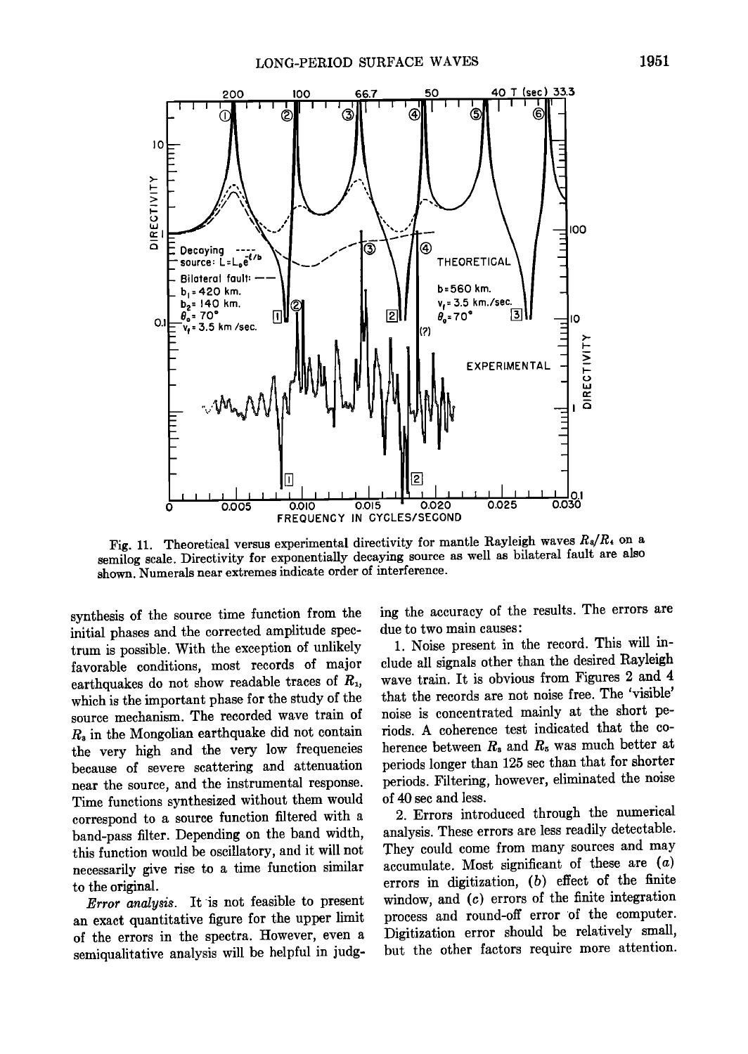Fig. 11. Theoretical versus experimental directivity for mantle Rayleigh waves $R_3/R_4$ on a semilog scale. Directivity for exponentially decaying source as well as bilateral fault are also shown. Numerals near extremes indicate order of interference.

synthesis of the source time function from the initial phases and the corrected amplitude spectrum is possible. With the exception of unlikely favorable conditions, most records of major earthquakes do not show readable traces of $R_1$, which is the important phase for the study of the source mechanism. The recorded wave train of $R_3$ in the Mongolian earthquake did not contain the very high and the very low frequencies because of severe scattering and attenuation near the source, and the instrumental response. Time functions synthesized without them would correspond to a source function filtered with a band-pass filter. Depending on the band width, this function would be oscillatory, and it will not necessarily give rise to a time function similar to the original.

*Error analysis.* It is not feasible to present an exact quantitative figure for the upper limit of the errors in the spectra. However, even a semiqualitative analysis will be helpful in judging the accuracy of the results. The errors are due to two main causes:

1. Noise present in the record. This will include all signals other than the desired Rayleigh wave train. It is obvious from Figures 2 and 4 that the records are not noise free. The 'visible' noise is concentrated mainly at the short periods. A coherence test indicated that the coherence between $R_3$ and $R_5$ was much better at periods longer than 125 sec than that for shorter periods. Filtering, however, eliminated the noise of 40 sec and less.

2. Errors introduced through the numerical analysis. These errors are less readily detectable. They could come from many sources and may accumulate. Most significant of these are (*a*) errors in digitization, (*b*) effect of the finite window, and (*c*) errors of the finite integration process and round-off error of the computer. Digitization error should be relatively small, but the other factors require more attention.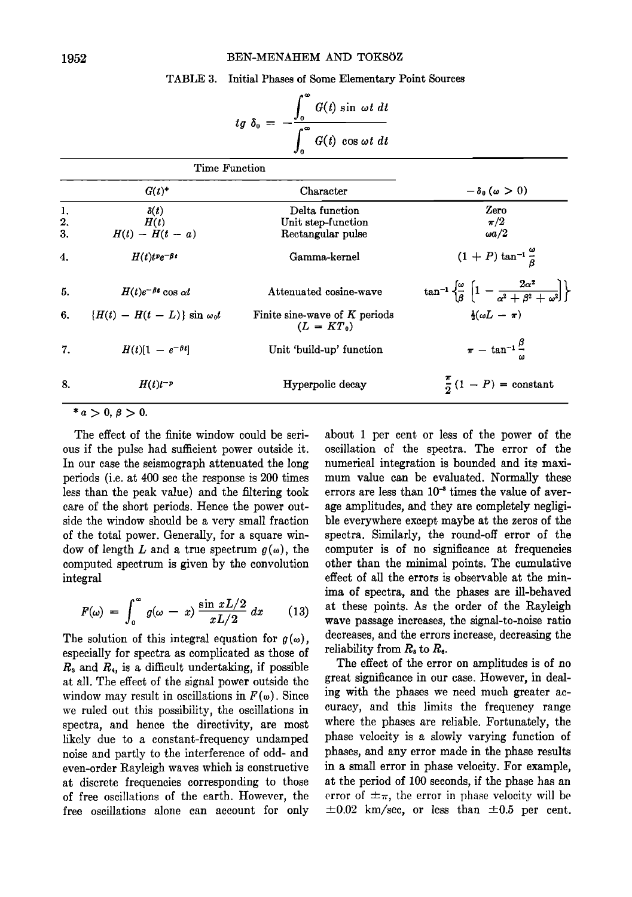TABLE 3. Initial Phases of Some Elementary Point Sources

$$tg\ \delta_0 = -\frac{\int_0^\infty G(t) \sin \omega t \, dt}{\int_0^\infty G(t) \cos \omega t \, dt}$$

| | Time Function | | |
|---|---|---|---|
| | $G(t)$* | Character | $-\delta_0\ (\omega > 0)$ |
| 1. | $\delta(t)$ | Delta function | Zero |
| 2. | $H(t)$ | Unit step-function | $\pi/2$ |
| 3. | $H(t) - H(t - a)$ | Rectangular pulse | $\omega a/2$ |
| 4. | $H(t)t^P e^{-\beta t}$ | Gamma-kernel | $(1 + P) \tan^{-1} \frac{\omega}{\beta}$ |
| 5. | $H(t)e^{-\beta t} \cos \alpha t$ | Attenuated cosine-wave | $\tan^{-1} \left\{ \frac{\omega}{\beta} \left[ 1 - \frac{2\alpha^2}{\alpha^2 + \beta^2 + \omega^2} \right] \right\}$ |
| 6. | $\{H(t) - H(t - L)\} \sin \omega_0 t$ | Finite sine-wave of $K$ periods ($L = KT_0$) | $\frac{1}{2}(\omega L - \pi)$ |
| 7. | $H(t)[1 - e^{-\beta t}]$ | Unit 'build-up' function | $\pi - \tan^{-1} \frac{\beta}{\omega}$ |
| 8. | $H(t)t^{-P}$ | Hyperpolic decay | $\frac{\pi}{2}(1 - P) = \text{constant}$ |

\* $a > 0$, $\beta > 0$.

The effect of the finite window could be serious if the pulse had sufficient power outside it. In our case the seismograph attenuated the long periods (i.e. at 400 sec the response is 200 times less than the peak value) and the filtering took care of the short periods. Hence the power outside the window should be a very small fraction of the total power. Generally, for a square window of length $L$ and a true spectrum $g(\omega)$, the computed spectrum is given by the convolution integral

$$F(\omega) = \int_0^\infty g(\omega - x) \frac{\sin xL/2}{xL/2} \, dx \tag{13}$$

The solution of this integral equation for $g(\omega)$, especially for spectra as complicated as those of $R_3$ and $R_4$, is a difficult undertaking, if possible at all. The effect of the signal power outside the window may result in oscillations in $F(\omega)$. Since we ruled out this possibility, the oscillations in spectra, and hence the directivity, are most likely due to a constant-frequency undamped noise and partly to the interference of odd- and even-order Rayleigh waves which is constructive at discrete frequencies corresponding to those of free oscillations of the earth. However, the free oscillations alone can account for only about 1 per cent or less of the power of the oscillation of the spectra. The error of the numerical integration is bounded and its maximum value can be evaluated. Normally these errors are less than $10^{-3}$ times the value of average amplitudes, and they are completely negligible everywhere except maybe at the zeros of the spectra. Similarly, the round-off error of the computer is of no significance at frequencies other than the minimal points. The cumulative effect of all the errors is observable at the minima of spectra, and the phases are ill-behaved at these points. As the order of the Rayleigh wave passage increases, the signal-to-noise ratio decreases, and the errors increase, decreasing the reliability from $R_3$ to $R_6$.

The effect of the error on amplitudes is of no great significance in our case. However, in dealing with the phases we need much greater accuracy, and this limits the frequency range where the phases are reliable. Fortunately, the phase velocity is a slowly varying function of phases, and any error made in the phase results in a small error in phase velocity. For example, at the period of 100 seconds, if the phase has an error of $\pm\pi$, the error in phase velocity will be $\pm 0.02$ km/sec, or less than $\pm 0.5$ per cent.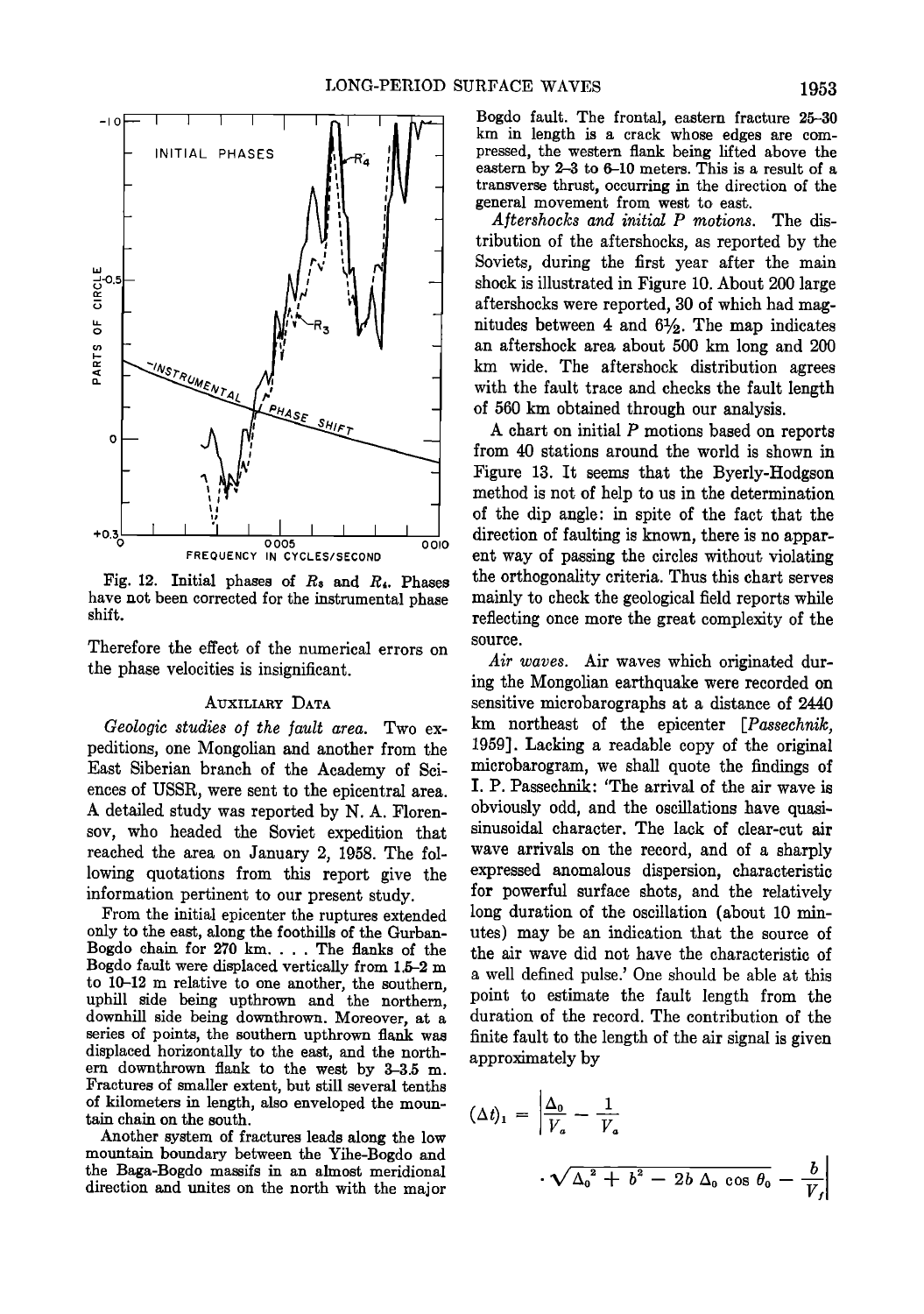Fig. 12. Initial phases of $R_3$ and $R_4$. Phases have not been corrected for the instrumental phase shift.

Therefore the effect of the numerical errors on the phase velocities is insignificant.

## AUXILIARY DATA

*Geologic studies of the fault area.* Two expeditions, one Mongolian and another from the East Siberian branch of the Academy of Sciences of USSR, were sent to the epicentral area. A detailed study was reported by N. A. Florensov, who headed the Soviet expedition that reached the area on January 2, 1958. The following quotations from this report give the information pertinent to our present study.

From the initial epicenter the ruptures extended only to the east, along the foothills of the Gurban-Bogdo chain for 270 km. . . . The flanks of the Bogdo fault were displaced vertically from 1.5–2 m to 10–12 m relative to one another, the southern, uphill side being upthrown and the northern, downhill side being downthrown. Moreover, at a series of points, the southern upthrown flank was displaced horizontally to the east, and the northern downthrown flank to the west by 3–3.5 m. Fractures of smaller extent, but still several tenths of kilometers in length, also enveloped the mountain chain on the south.

Another system of fractures leads along the low mountain boundary between the Yihe-Bogdo and the Baga-Bogdo massifs in an almost meridional direction and unites on the north with the major Bogdo fault. The frontal, eastern fracture 25–30 km in length is a crack whose edges are compressed, the western flank being lifted above the eastern by 2–3 to 6–10 meters. This is a result of a transverse thrust, occurring in the direction of the general movement from west to east.

*Aftershocks and initial P motions.* The distribution of the aftershocks, as reported by the Soviets, during the first year after the main shock is illustrated in Figure 10. About 200 large aftershocks were reported, 30 of which had magnitudes between 4 and 6½. The map indicates an aftershock area about 500 km long and 200 km wide. The aftershock distribution agrees with the fault trace and checks the fault length of 560 km obtained through our analysis.

A chart on initial $P$ motions based on reports from 40 stations around the world is shown in Figure 13. It seems that the Byerly-Hodgson method is not of help to us in the determination of the dip angle: in spite of the fact that the direction of faulting is known, there is no apparent way of passing the circles without violating the orthogonality criteria. Thus this chart serves mainly to check the geological field reports while reflecting once more the great complexity of the source.

*Air waves.* Air waves which originated during the Mongolian earthquake were recorded on sensitive microbarographs at a distance of 2440 km northeast of the epicenter [*Passechnik*, 1959]. Lacking a readable copy of the original microbarogram, we shall quote the findings of I. P. Passechnik: 'The arrival of the air wave is obviously odd, and the oscillations have quasi-sinusoidal character. The lack of clear-cut air wave arrivals on the record, and of a sharply expressed anomalous dispersion, characteristic for powerful surface shots, and the relatively long duration of the oscillation (about 10 minutes) may be an indication that the source of the air wave did not have the characteristic of a well defined pulse.' One should be able at this point to estimate the fault length from the duration of the record. The contribution of the finite fault to the length of the air signal is given approximately by

$$(\Delta t)_1 = \left| \frac{\Delta_0}{V_a} - \frac{1}{V_a} \cdot \sqrt{\Delta_0^2 + b^2 - 2b\,\Delta_0 \cos\theta_0} - \frac{b}{V_f} \right|$$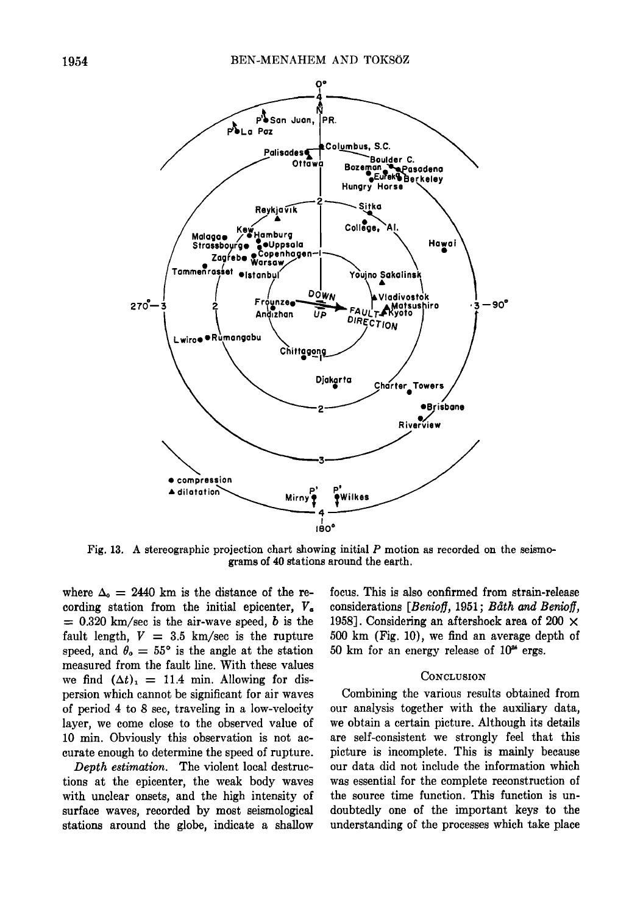Fig. 13. A stereographic projection chart showing initial $P$ motion as recorded on the seismograms of 40 stations around the earth.

where $\Delta_0 = 2440$ km is the distance of the recording station from the initial epicenter, $V_a = 0.320$ km/sec is the air-wave speed, $b$ is the fault length, $V = 3.5$ km/sec is the rupture speed, and $\theta_0 = 55°$ is the angle at the station measured from the fault line. With these values we find $(\Delta t)_1 = 11.4$ min. Allowing for dispersion which cannot be significant for air waves of period 4 to 8 sec, traveling in a low-velocity layer, we come close to the observed value of 10 min. Obviously this observation is not accurate enough to determine the speed of rupture.

*Depth estimation.* The violent local destructions at the epicenter, the weak body waves with unclear onsets, and the high intensity of surface waves, recorded by most seismological stations around the globe, indicate a shallow focus. This is also confirmed from strain-release considerations [*Benioff*, 1951; *Båth and Benioff*, 1958]. Considering an aftershock area of 200 × 500 km (Fig. 10), we find an average depth of 50 km for an energy release of $10^{24}$ ergs.

## Conclusion

Combining the various results obtained from our analysis together with the auxiliary data, we obtain a certain picture. Although its details are self-consistent we strongly feel that this picture is incomplete. This is mainly because our data did not include the information which was essential for the complete reconstruction of the source time function. This function is undoubtedly one of the important keys to the understanding of the processes which take place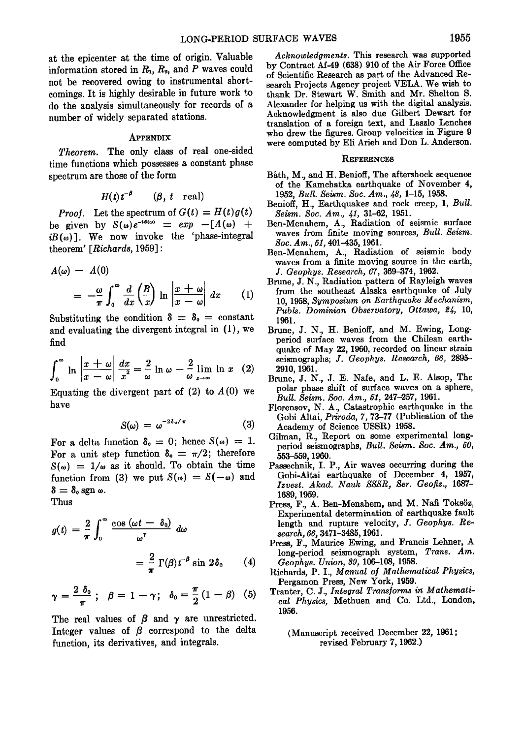at the epicenter at the time of origin. Valuable information stored in $R_1$, $R_2$, and $P$ waves could not be recovered owing to instrumental shortcomings. It is highly desirable in future work to do the analysis simultaneously for records of a number of widely separated stations.

## APPENDIX

*Theorem.* The only class of real one-sided time functions which possesses a constant phase spectrum are those of the form

$$H(t)t^{-\beta} \qquad (\beta,\ t \quad \text{real})$$

*Proof.* Let the spectrum of $G(t) = H(t)g(t)$ be given by $S(\omega)e^{-i\delta(\omega)} = \exp -[A(\omega) + iB(\omega)]$. We now invoke the 'phase-integral theorem' [*Richards*, 1959]:

$$A(\omega) - A(0) = -\frac{\omega}{\pi}\int_0^\infty \frac{d}{dx}\left(\frac{B}{x}\right) \ln\left|\frac{x+\omega}{x-\omega}\right| dx \qquad (1)$$

Substituting the condition $\delta = \delta_0 =$ constant and evaluating the divergent integral in (1), we find

$$\int_0^\infty \ln\left|\frac{x+\omega}{x-\omega}\right| \frac{dx}{x^2} = \frac{2}{\omega}\ln\omega - \frac{2}{\omega}\lim_{x\to\infty}\ln x \qquad (2)$$

Equating the divergent part of (2) to $A(0)$ we have

$$S(\omega) = \omega^{-2\delta_0/\pi} \qquad (3)$$

For a delta function $\delta_0 = 0$; hence $S(\omega) = 1$. For a unit step function $\delta_0 = \pi/2$; therefore $S(\omega) = 1/\omega$ as it should. To obtain the time function from (3) we put $S(\omega) = S(-\omega)$ and $\delta = \delta_0 \operatorname{sgn} \omega$.

Thus

$$g(t) = \frac{2}{\pi}\int_0^\infty \frac{\cos(\omega t - \delta_0)}{\omega^\gamma}\, d\omega = \frac{2}{\pi}\Gamma(\beta)t^{-\beta}\sin 2\delta_0 \qquad (4)$$

$$\gamma = \frac{2\,\delta_0}{\pi}; \quad \beta = 1 - \gamma; \quad \delta_0 = \frac{\pi}{2}(1-\beta) \quad (5)$$

The real values of $\beta$ and $\gamma$ are unrestricted. Integer values of $\beta$ correspond to the delta function, its derivatives, and integrals.

*Acknowledgments.* This research was supported by Contract Af-49 (638) 910 of the Air Force Office of Scientific Research as part of the Advanced Research Projects Agency project VELA. We wish to thank Dr. Stewart W. Smith and Mr. Shelton S. Alexander for helping us with the digital analysis. Acknowledgment is also due Gilbert Dewart for translation of a foreign text, and Laszlo Lenches who drew the figures. Group velocities in Figure 9 were computed by Eli Arieh and Don L. Anderson.

## REFERENCES

Båth, M., and H. Benioff, The aftershock sequence of the Kamchatka earthquake of November 4, 1952, *Bull. Seism. Soc. Am.*, *48*, 1–15, 1958.

Benioff, H., Earthquakes and rock creep, 1, *Bull. Seism. Soc. Am.*, *41*, 31–62, 1951.

Ben-Menahem, A., Radiation of seismic surface waves from finite moving sources, *Bull. Seism. Soc. Am.*, *51*, 401–435, 1961.

Ben-Menahem, A., Radiation of seismic body waves from a finite moving source in the earth, *J. Geophys. Research*, *67*, 369–374, 1962.

Brune, J. N., Radiation pattern of Rayleigh waves from the southeast Alaska earthquake of July 10, 1958, *Symposium on Earthquake Mechanism, Publs. Dominion Observatory, Ottawa*, *24*, 10, 1961.

Brune, J. N., H. Benioff, and M. Ewing, Long-period surface waves from the Chilean earthquake of May 22, 1960, recorded on linear strain seismographs, *J. Geophys. Research*, *66*, 2895–2910, 1961.

Brune, J. N., J. E. Nafe, and L. E. Alsop, The polar phase shift of surface waves on a sphere, *Bull. Seism. Soc. Am.*, *51*, 247–257, 1961.

Florensov, N. A., Catastrophic earthquake in the Gobi Altai, *Priroda*, *7*, 73–77 (Publication of the Academy of Science USSR) 1958.

Gilman, R., Report on some experimental long-period seismographs, *Bull. Seism. Soc. Am.*, *50*, 553–559, 1960.

Passechnik, I. P., Air waves occurring during the Gobi-Altai earthquake of December 4, 1957, *Izvest. Akad. Nauk SSSR, Ser. Geofiz.*, 1687–1689, 1959.

Press, F., A. Ben-Menahem, and M. Nafi Toksöz, Experimental determination of earthquake fault length and rupture velocity, *J. Geophys. Research*, *66*, 3471–3485, 1961.

Press, F., Maurice Ewing, and Francis Lehner, A long-period seismograph system, *Trans. Am. Geophys. Union*, *39*, 106–108, 1958.

Richards, P. I., *Manual of Mathematical Physics*, Pergamon Press, New York, 1959.

Tranter, C. J., *Integral Transforms in Mathematical Physics*, Methuen and Co. Ltd., London, 1956.

(Manuscript received December 22, 1961; revised February 7, 1962.)